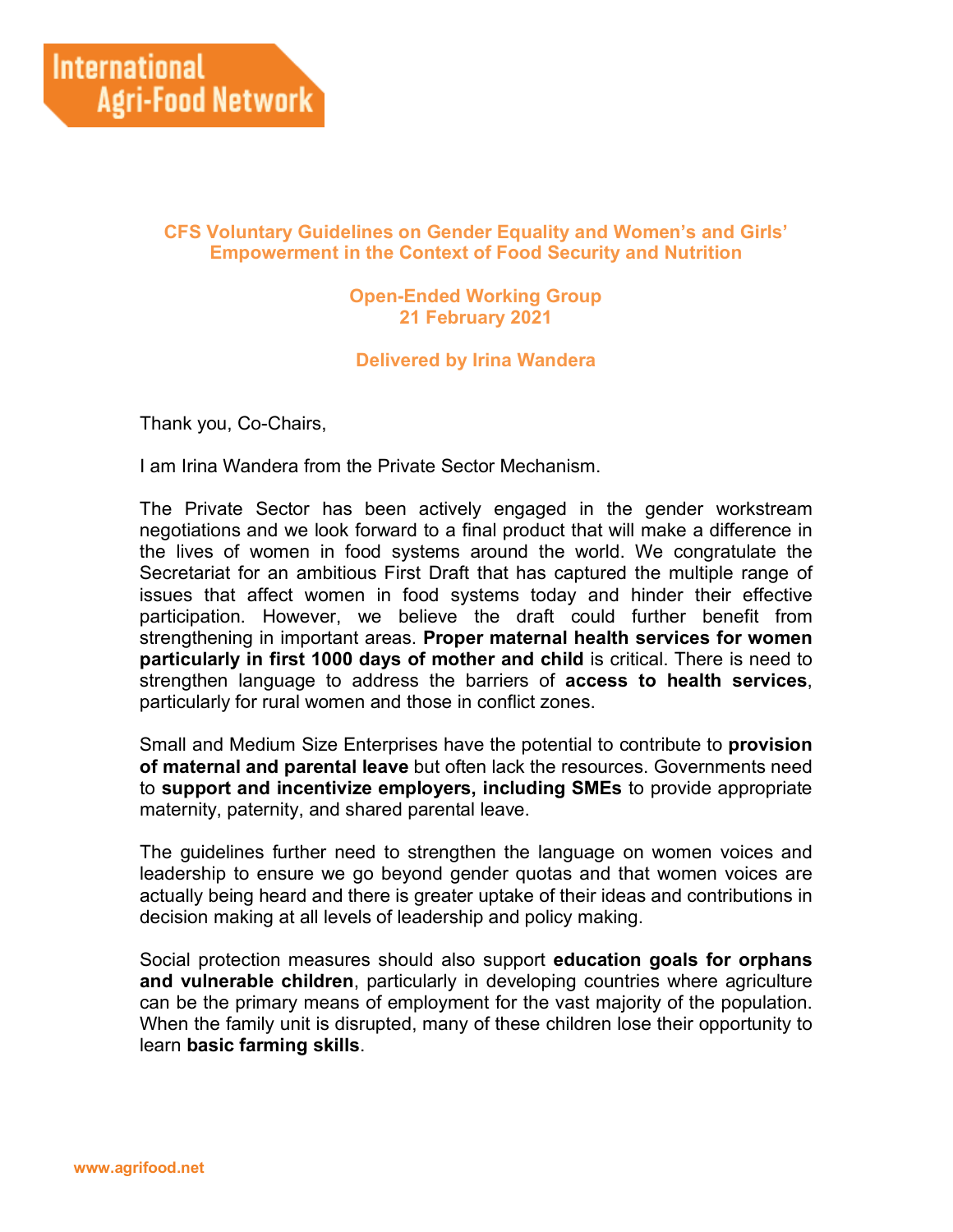International Agri-Food Network

**CFS Voluntary Guidelines on Gender Equality and Women's and Girls' Empowerment in the Context of Food Security and Nutrition**

**Open-Ended Working Group**
**21 February 2021**

**Delivered by Irina Wandera**

Thank you, Co-Chairs,

I am Irina Wandera from the Private Sector Mechanism.

The Private Sector has been actively engaged in the gender workstream negotiations and we look forward to a final product that will make a difference in the lives of women in food systems around the world. We congratulate the Secretariat for an ambitious First Draft that has captured the multiple range of issues that affect women in food systems today and hinder their effective participation. However, we believe the draft could further benefit from strengthening in important areas. **Proper maternal health services for women particularly in first 1000 days of mother and child** is critical. There is need to strengthen language to address the barriers of **access to health services**, particularly for rural women and those in conflict zones.

Small and Medium Size Enterprises have the potential to contribute to **provision of maternal and parental leave** but often lack the resources. Governments need to **support and incentivize employers, including SMEs** to provide appropriate maternity, paternity, and shared parental leave.

The guidelines further need to strengthen the language on women voices and leadership to ensure we go beyond gender quotas and that women voices are actually being heard and there is greater uptake of their ideas and contributions in decision making at all levels of leadership and policy making.

Social protection measures should also support **education goals for orphans and vulnerable children**, particularly in developing countries where agriculture can be the primary means of employment for the vast majority of the population. When the family unit is disrupted, many of these children lose their opportunity to learn **basic farming skills**.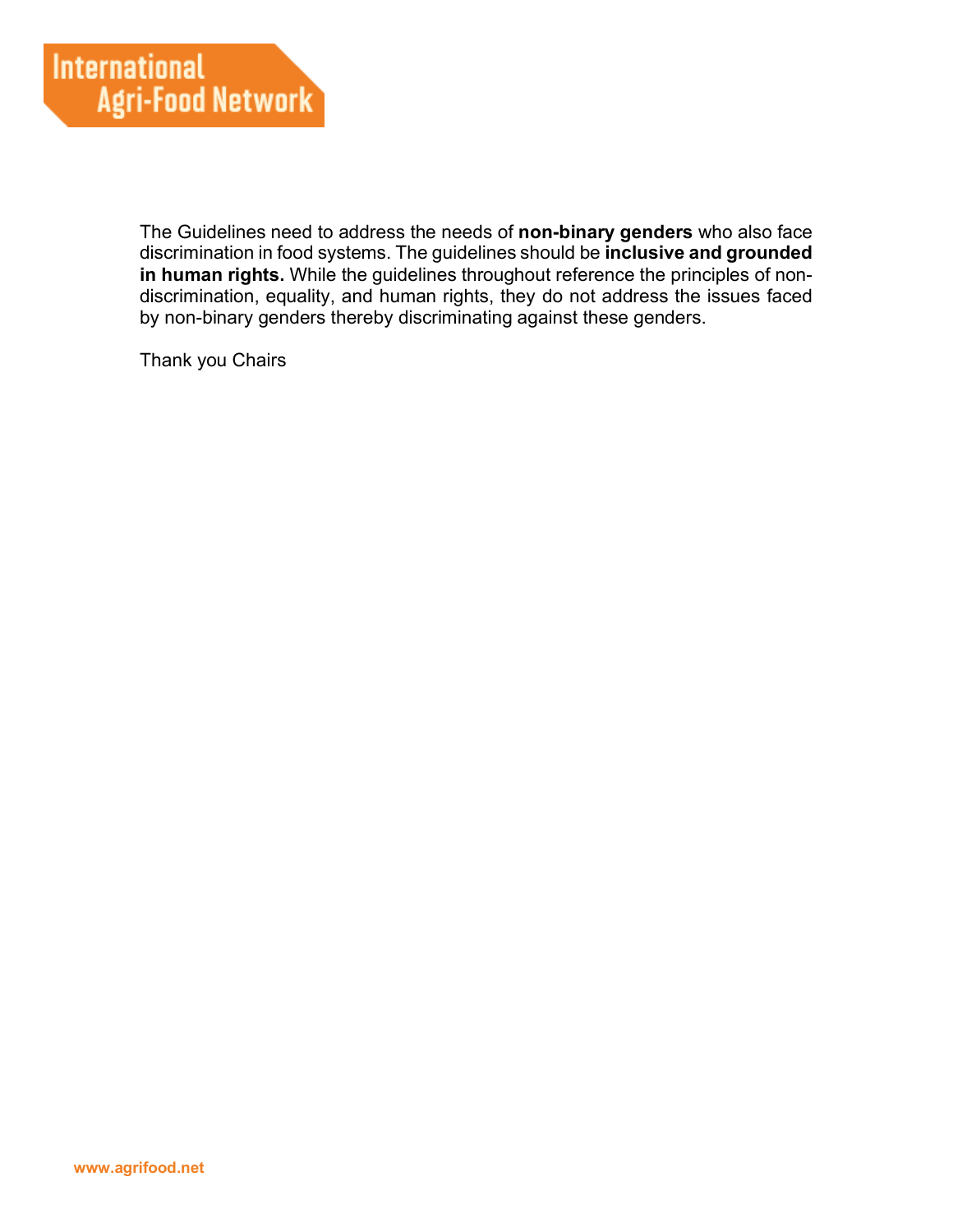The Guidelines need to address the needs of **non-binary genders** who also face discrimination in food systems. The guidelines should be **inclusive and grounded in human rights.** While the guidelines throughout reference the principles of non-discrimination, equality, and human rights, they do not address the issues faced by non-binary genders thereby discriminating against these genders.

Thank you Chairs